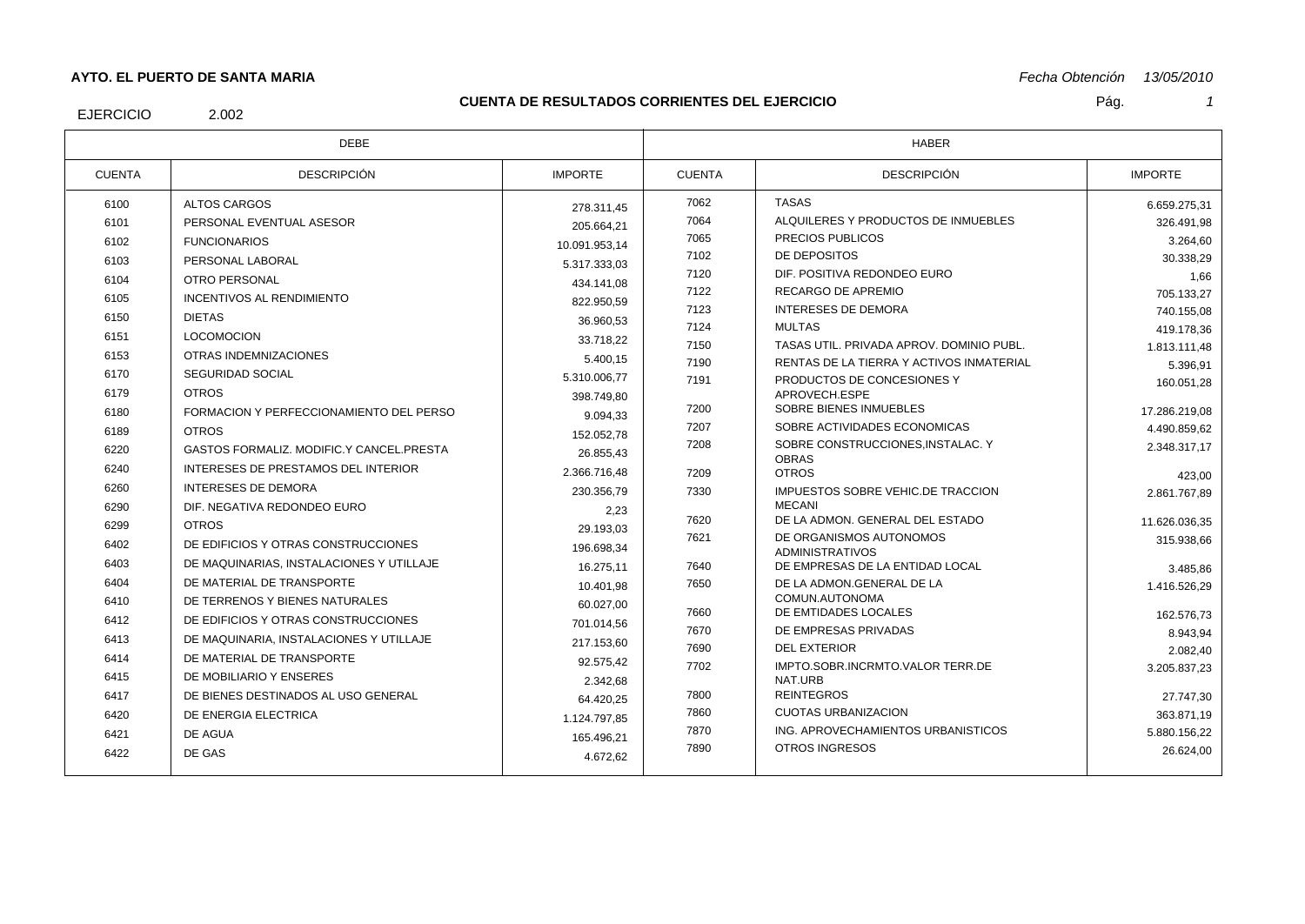**AYTO. EL PUERTO DE SANTA MARIA**

*Fecha Obtención 13/05/2010*

## CUENTA DE RESULTADOS CORRIENTES DEL EJERCICIO

EJERCICIO 2.002

| DEBE | | | HABER | | |
|---|---|---|---|---|---|
| CUENTA | DESCRIPCIÓN | IMPORTE | CUENTA | DESCRIPCIÓN | IMPORTE |
| 6100 | ALTOS CARGOS | 278.311,45 | 7062 | TASAS | 6.659.275,31 |
| 6101 | PERSONAL EVENTUAL ASESOR | 205.664,21 | 7064 | ALQUILERES Y PRODUCTOS DE INMUEBLES | 326.491,98 |
| 6102 | FUNCIONARIOS | 10.091.953,14 | 7065 | PRECIOS PUBLICOS | 3.264,60 |
| 6103 | PERSONAL LABORAL | 5.317.333,03 | 7102 | DE DEPOSITOS | 30.338,29 |
| 6104 | OTRO PERSONAL | 434.141,08 | 7120 | DIF. POSITIVA REDONDEO EURO | 1,66 |
| 6105 | INCENTIVOS AL RENDIMIENTO | 822.950,59 | 7122 | RECARGO DE APREMIO | 705.133,27 |
| 6150 | DIETAS | 36.960,53 | 7123 | INTERESES DE DEMORA | 740.155,08 |
| 6151 | LOCOMOCION | 33.718,22 | 7124 | MULTAS | 419.178,36 |
| 6153 | OTRAS INDEMNIZACIONES | 5.400,15 | 7150 | TASAS UTIL. PRIVADA APROV. DOMINIO PUBL. | 1.813.111,48 |
| 6170 | SEGURIDAD SOCIAL | 5.310.006,77 | 7190 | RENTAS DE LA TIERRA Y ACTIVOS INMATERIAL | 5.396,91 |
| 6179 | OTROS | 398.749,80 | 7191 | PRODUCTOS DE CONCESIONES Y APROVECH.ESPE | 160.051,28 |
| 6180 | FORMACION Y PERFECCIONAMIENTO DEL PERSO | 9.094,33 | 7200 | SOBRE BIENES INMUEBLES | 17.286.219,08 |
| 6189 | OTROS | 152.052,78 | 7207 | SOBRE ACTIVIDADES ECONOMICAS | 4.490.859,62 |
| 6220 | GASTOS FORMALIZ. MODIFIC.Y CANCEL.PRESTA | 26.855,43 | 7208 | SOBRE CONSTRUCCIONES,INSTALAC. Y OBRAS | 2.348.317,17 |
| 6240 | INTERESES DE PRESTAMOS DEL INTERIOR | 2.366.716,48 | 7209 | OTROS | 423,00 |
| 6260 | INTERESES DE DEMORA | 230.356,79 | 7330 | IMPUESTOS SOBRE VEHIC.DE TRACCION MECANI | 2.861.767,89 |
| 6290 | DIF. NEGATIVA REDONDEO EURO | 2,23 | 7620 | DE LA ADMON. GENERAL DEL ESTADO | 11.626.036,35 |
| 6299 | OTROS | 29.193,03 | 7621 | DE ORGANISMOS AUTONOMOS ADMINISTRATIVOS | 315.938,66 |
| 6402 | DE EDIFICIOS Y OTRAS CONSTRUCCIONES | 196.698,34 | 7640 | DE EMPRESAS DE LA ENTIDAD LOCAL | 3.485,86 |
| 6403 | DE MAQUINARIAS, INSTALACIONES Y UTILLAJE | 16.275,11 | 7650 | DE LA ADMON.GENERAL DE LA COMUN.AUTONOMA | 1.416.526,29 |
| 6404 | DE MATERIAL DE TRANSPORTE | 10.401,98 | 7660 | DE EMTIDADES LOCALES | 162.576,73 |
| 6410 | DE TERRENOS Y BIENES NATURALES | 60.027,00 | 7670 | DE EMPRESAS PRIVADAS | 8.943,94 |
| 6412 | DE EDIFICIOS Y OTRAS CONSTRUCCIONES | 701.014,56 | 7690 | DEL EXTERIOR | 2.082,40 |
| 6413 | DE MAQUINARIA, INSTALACIONES Y UTILLAJE | 217.153,60 | 7702 | IMPTO.SOBR.INCRMTO.VALOR TERR.DE NAT.URB | 3.205.837,23 |
| 6414 | DE MATERIAL DE TRANSPORTE | 92.575,42 | 7800 | REINTEGROS | 27.747,30 |
| 6415 | DE MOBILIARIO Y ENSERES | 2.342,68 | 7860 | CUOTAS URBANIZACION | 363.871,19 |
| 6417 | DE BIENES DESTINADOS AL USO GENERAL | 64.420,25 | 7870 | ING. APROVECHAMIENTOS URBANISTICOS | 5.880.156,22 |
| 6420 | DE ENERGIA ELECTRICA | 1.124.797,85 | 7890 | OTROS INGRESOS | 26.624,00 |
| 6421 | DE AGUA | 165.496,21 | | | |
| 6422 | DE GAS | 4.672,62 | | | |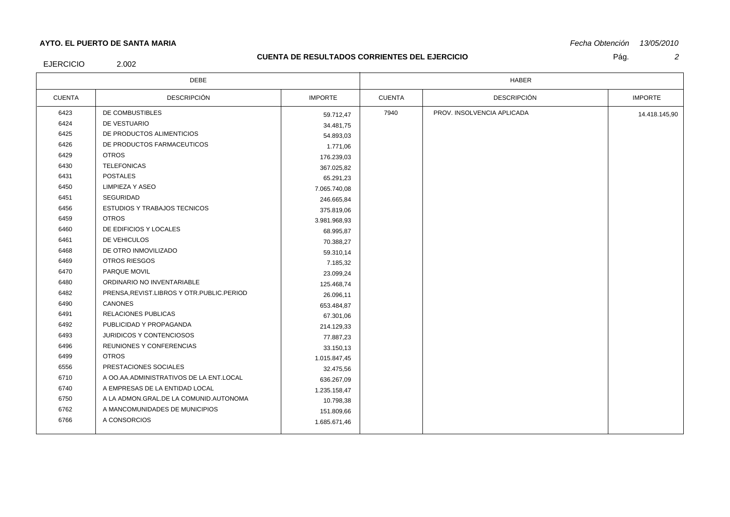**AYTO. EL PUERTO DE SANTA MARIA** *Fecha Obtención 13/05/2010*

## CUENTA DE RESULTADOS CORRIENTES DEL EJERCICIO

EJERCICIO 2.002

| DEBE | | | HABER | | |
|---|---|---|---|---|---|
| CUENTA | DESCRIPCIÓN | IMPORTE | CUENTA | DESCRIPCIÓN | IMPORTE |
| 6423 | DE COMBUSTIBLES | 59.712,47 | 7940 | PROV. INSOLVENCIA APLICADA | 14.418.145,90 |
| 6424 | DE VESTUARIO | 34.481,75 | | | |
| 6425 | DE PRODUCTOS ALIMENTICIOS | 54.893,03 | | | |
| 6426 | DE PRODUCTOS FARMACEUTICOS | 1.771,06 | | | |
| 6429 | OTROS | 176.239,03 | | | |
| 6430 | TELEFONICAS | 367.025,82 | | | |
| 6431 | POSTALES | 65.291,23 | | | |
| 6450 | LIMPIEZA Y ASEO | 7.065.740,08 | | | |
| 6451 | SEGURIDAD | 246.665,84 | | | |
| 6456 | ESTUDIOS Y TRABAJOS TECNICOS | 375.819,06 | | | |
| 6459 | OTROS | 3.981.968,93 | | | |
| 6460 | DE EDIFICIOS Y LOCALES | 68.995,87 | | | |
| 6461 | DE VEHICULOS | 70.388,27 | | | |
| 6468 | DE OTRO INMOVILIZADO | 59.310,14 | | | |
| 6469 | OTROS RIESGOS | 7.185,32 | | | |
| 6470 | PARQUE MOVIL | 23.099,24 | | | |
| 6480 | ORDINARIO NO INVENTARIABLE | 125.468,74 | | | |
| 6482 | PRENSA,REVIST.LIBROS Y OTR.PUBLIC.PERIOD | 26.096,11 | | | |
| 6490 | CANONES | 653.484,87 | | | |
| 6491 | RELACIONES PUBLICAS | 67.301,06 | | | |
| 6492 | PUBLICIDAD Y PROPAGANDA | 214.129,33 | | | |
| 6493 | JURIDICOS Y CONTENCIOSOS | 77.887,23 | | | |
| 6496 | REUNIONES Y CONFERENCIAS | 33.150,13 | | | |
| 6499 | OTROS | 1.015.847,45 | | | |
| 6556 | PRESTACIONES SOCIALES | 32.475,56 | | | |
| 6710 | A OO.AA.ADMINISTRATIVOS DE LA ENT.LOCAL | 636.267,09 | | | |
| 6740 | A EMPRESAS DE LA ENTIDAD LOCAL | 1.235.158,47 | | | |
| 6750 | A LA ADMON.GRAL.DE LA COMUNID.AUTONOMA | 10.798,38 | | | |
| 6762 | A MANCOMUNIDADES DE MUNICIPIOS | 151.809,66 | | | |
| 6766 | A CONSORCIOS | 1.685.671,46 | | | |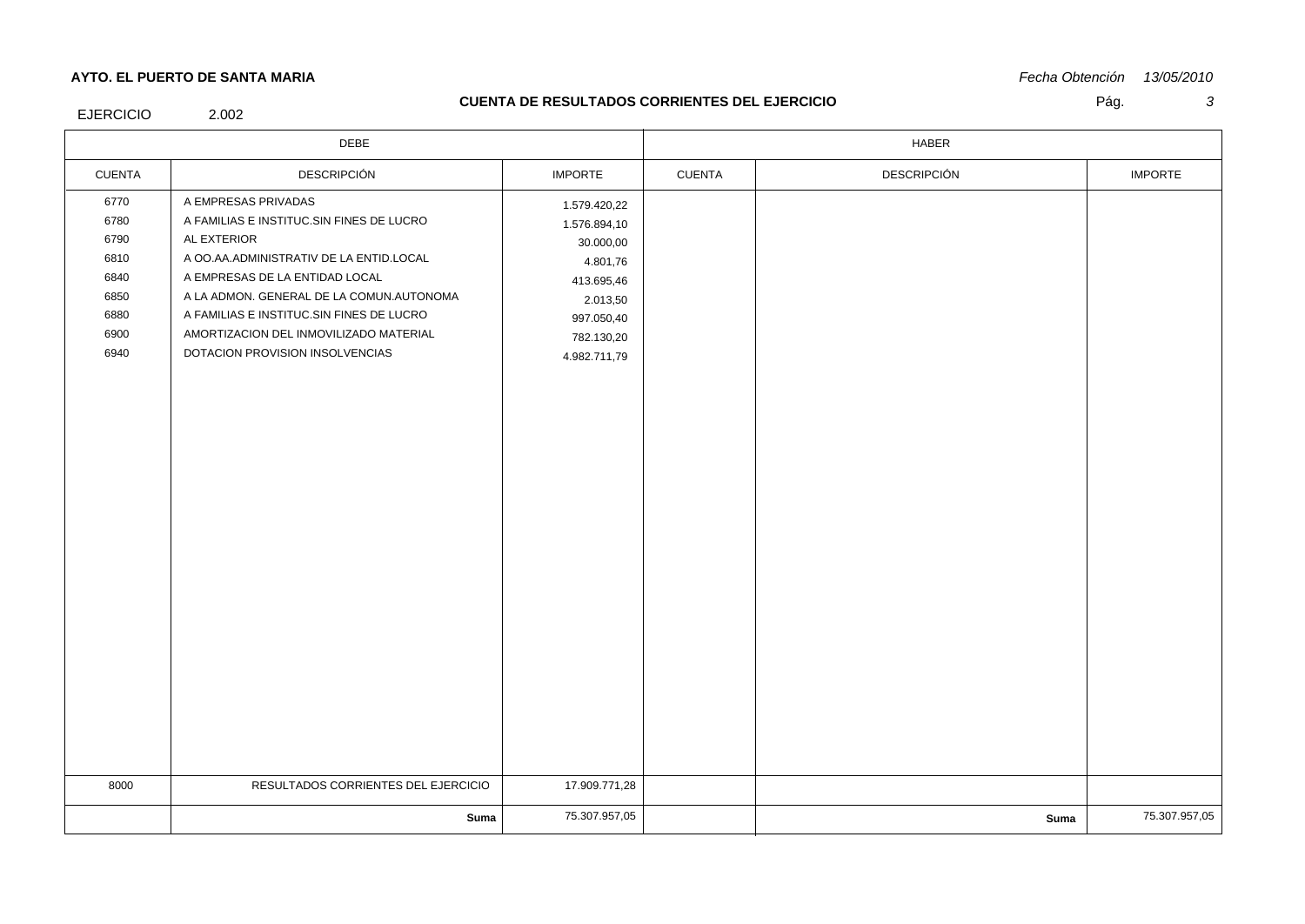**AYTO. EL PUERTO DE SANTA MARIA**

*Fecha Obtención 13/05/2010*

## CUENTA DE RESULTADOS CORRIENTES DEL EJERCICIO

EJERCICIO 2.002

| DEBE | | | HABER | | |
|---|---|---|---|---|---|
| CUENTA | DESCRIPCIÓN | IMPORTE | CUENTA | DESCRIPCIÓN | IMPORTE |
| 6770 | A EMPRESAS PRIVADAS | 1.579.420,22 | | | |
| 6780 | A FAMILIAS E INSTITUC.SIN FINES DE LUCRO | 1.576.894,10 | | | |
| 6790 | AL EXTERIOR | 30.000,00 | | | |
| 6810 | A OO.AA.ADMINISTRATIV DE LA ENTID.LOCAL | 4.801,76 | | | |
| 6840 | A EMPRESAS DE LA ENTIDAD LOCAL | 413.695,46 | | | |
| 6850 | A LA ADMON. GENERAL DE LA COMUN.AUTONOMA | 2.013,50 | | | |
| 6880 | A FAMILIAS E INSTITUC.SIN FINES DE LUCRO | 997.050,40 | | | |
| 6900 | AMORTIZACION DEL INMOVILIZADO MATERIAL | 782.130,20 | | | |
| 6940 | DOTACION PROVISION INSOLVENCIAS | 4.982.711,79 | | | |
| 8000 | RESULTADOS CORRIENTES DEL EJERCICIO | 17.909.771,28 | | | |
| | **Suma** | 75.307.957,05 | | **Suma** | 75.307.957,05 |